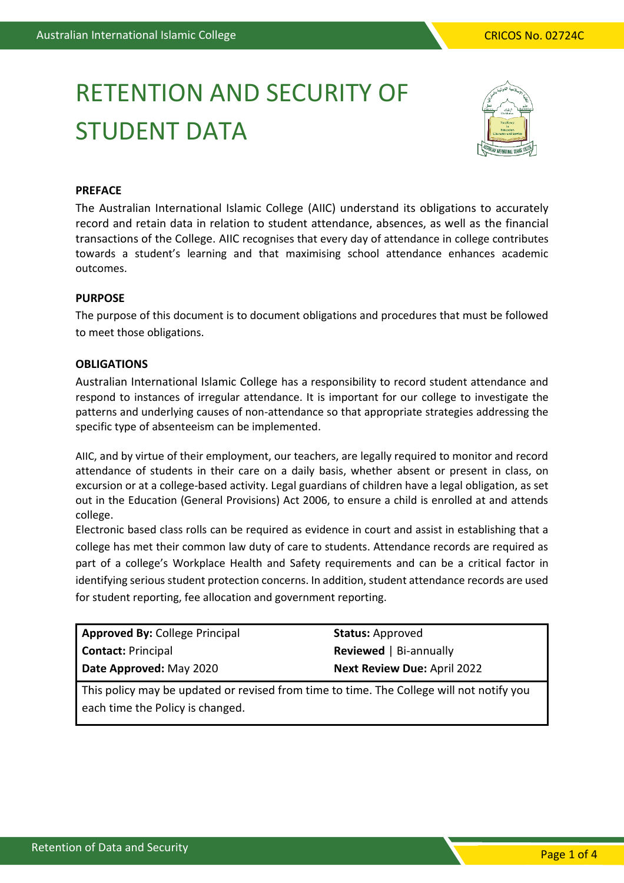# RETENTION AND SECURITY OF STUDENT DATA

## PREFACE

The Australian International Islamic College (AIIC) understand its obligations to accurately record and retain data in relation to student attendance, absences, as well as the financial transactions of the College. AIIC recognises that every day of attendance in college contributes towards a student's learning and that maximising school attendance enhances academic outcomes.

## PURPOSE

The purpose of this document is to document obligations and procedures that must be followed to meet those obligations.

## OBLIGATIONS

Australian International Islamic College has a responsibility to record student attendance and respond to instances of irregular attendance. It is important for our college to investigate the patterns and underlying causes of non-attendance so that appropriate strategies addressing the specific type of absenteeism can be implemented.

AIIC, and by virtue of their employment, our teachers, are legally required to monitor and record attendance of students in their care on a daily basis, whether absent or present in class, on excursion or at a college-based activity. Legal guardians of children have a legal obligation, as set out in the Education (General Provisions) Act 2006, to ensure a child is enrolled at and attends college.

Electronic based class rolls can be required as evidence in court and assist in establishing that a college has met their common law duty of care to students. Attendance records are required as part of a college's Workplace Health and Safety requirements and can be a critical factor in identifying serious student protection concerns. In addition, student attendance records are used for student reporting, fee allocation and government reporting.

| | |
|---|---|
| **Approved By:** College Principal | **Status:** Approved |
| **Contact:** Principal | **Reviewed** \| Bi-annually |
| **Date Approved:** May 2020 | **Next Review Due:** April 2022 |
| This policy may be updated or revised from time to time. The College will not notify you each time the Policy is changed. | |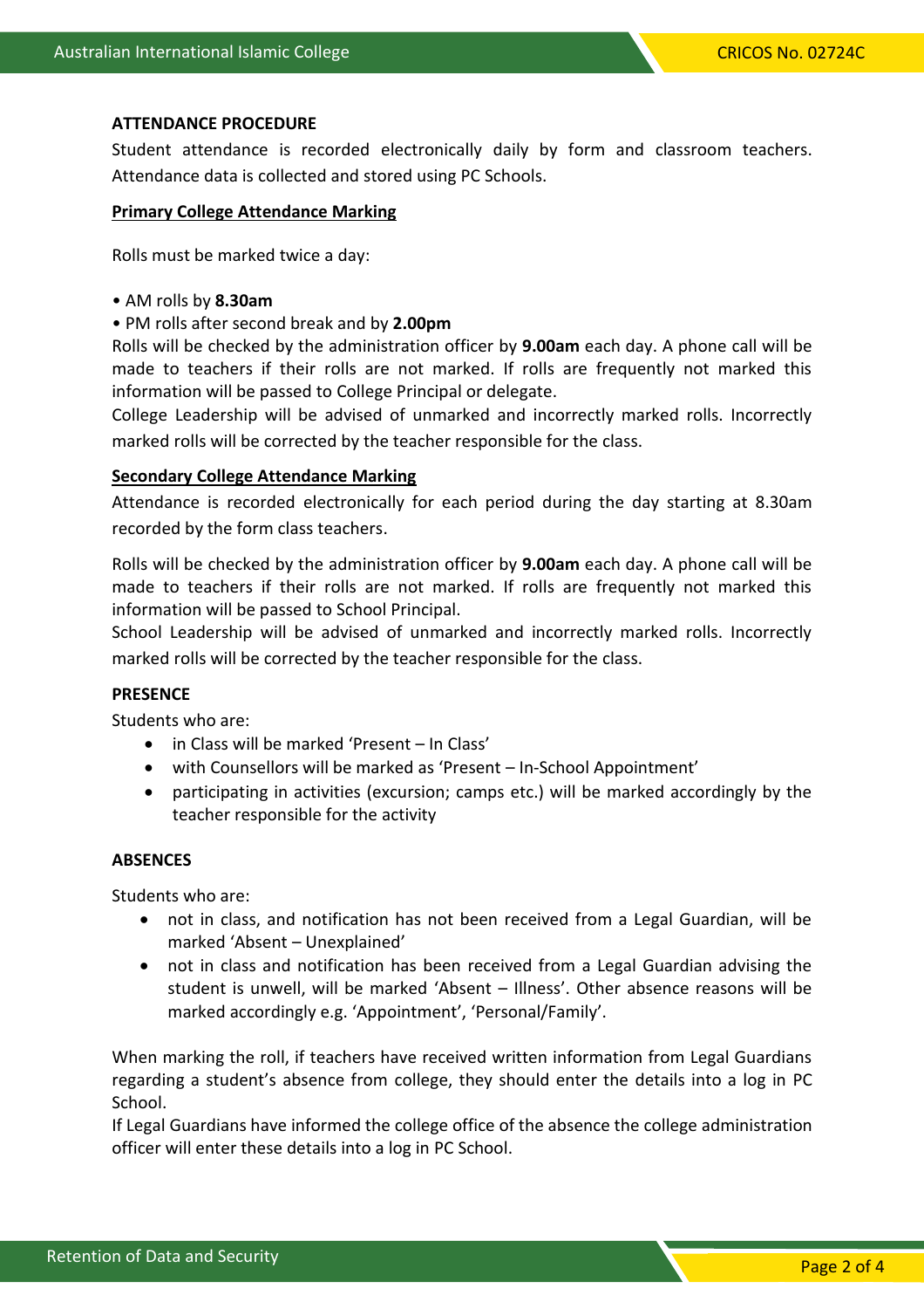## ATTENDANCE PROCEDURE

Student attendance is recorded electronically daily by form and classroom teachers. Attendance data is collected and stored using PC Schools.

### Primary College Attendance Marking

Rolls must be marked twice a day:

- AM rolls by **8.30am**
- PM rolls after second break and by **2.00pm**

Rolls will be checked by the administration officer by **9.00am** each day. A phone call will be made to teachers if their rolls are not marked. If rolls are frequently not marked this information will be passed to College Principal or delegate.

College Leadership will be advised of unmarked and incorrectly marked rolls. Incorrectly marked rolls will be corrected by the teacher responsible for the class.

### Secondary College Attendance Marking

Attendance is recorded electronically for each period during the day starting at 8.30am recorded by the form class teachers.

Rolls will be checked by the administration officer by **9.00am** each day. A phone call will be made to teachers if their rolls are not marked. If rolls are frequently not marked this information will be passed to School Principal.

School Leadership will be advised of unmarked and incorrectly marked rolls. Incorrectly marked rolls will be corrected by the teacher responsible for the class.

## PRESENCE

Students who are:

- in Class will be marked 'Present – In Class'
- with Counsellors will be marked as 'Present – In-School Appointment'
- participating in activities (excursion; camps etc.) will be marked accordingly by the teacher responsible for the activity

## ABSENCES

Students who are:

- not in class, and notification has not been received from a Legal Guardian, will be marked 'Absent – Unexplained'
- not in class and notification has been received from a Legal Guardian advising the student is unwell, will be marked 'Absent – Illness'. Other absence reasons will be marked accordingly e.g. 'Appointment', 'Personal/Family'.

When marking the roll, if teachers have received written information from Legal Guardians regarding a student's absence from college, they should enter the details into a log in PC School.

If Legal Guardians have informed the college office of the absence the college administration officer will enter these details into a log in PC School.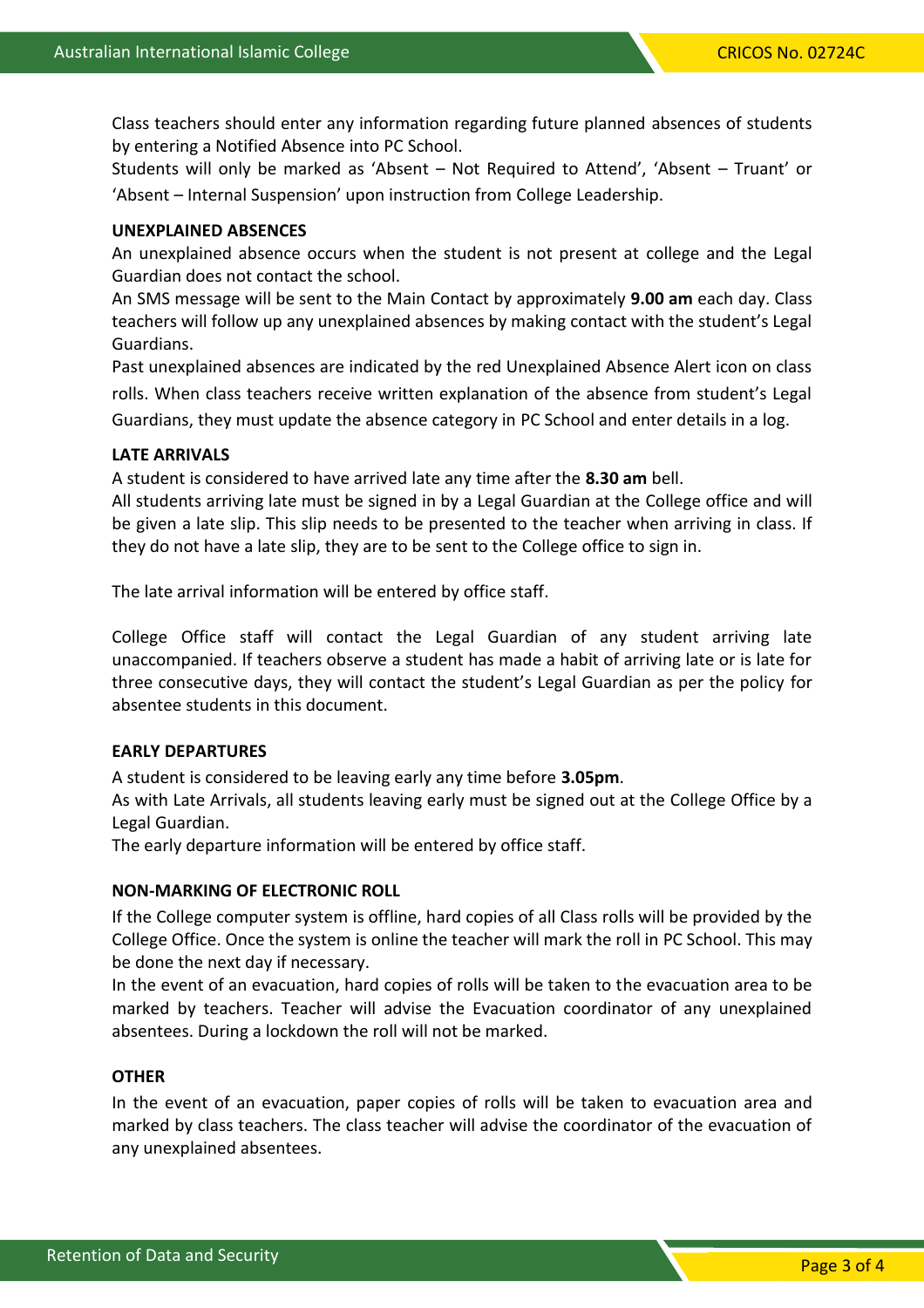Class teachers should enter any information regarding future planned absences of students by entering a Notified Absence into PC School.

Students will only be marked as 'Absent – Not Required to Attend', 'Absent – Truant' or 'Absent – Internal Suspension' upon instruction from College Leadership.

**UNEXPLAINED ABSENCES**

An unexplained absence occurs when the student is not present at college and the Legal Guardian does not contact the school.

An SMS message will be sent to the Main Contact by approximately **9.00 am** each day. Class teachers will follow up any unexplained absences by making contact with the student's Legal Guardians.

Past unexplained absences are indicated by the red Unexplained Absence Alert icon on class rolls. When class teachers receive written explanation of the absence from student's Legal Guardians, they must update the absence category in PC School and enter details in a log.

**LATE ARRIVALS**

A student is considered to have arrived late any time after the **8.30 am** bell.

All students arriving late must be signed in by a Legal Guardian at the College office and will be given a late slip. This slip needs to be presented to the teacher when arriving in class. If they do not have a late slip, they are to be sent to the College office to sign in.

The late arrival information will be entered by office staff.

College Office staff will contact the Legal Guardian of any student arriving late unaccompanied. If teachers observe a student has made a habit of arriving late or is late for three consecutive days, they will contact the student's Legal Guardian as per the policy for absentee students in this document.

**EARLY DEPARTURES**

A student is considered to be leaving early any time before **3.05pm**.

As with Late Arrivals, all students leaving early must be signed out at the College Office by a Legal Guardian.

The early departure information will be entered by office staff.

**NON-MARKING OF ELECTRONIC ROLL**

If the College computer system is offline, hard copies of all Class rolls will be provided by the College Office. Once the system is online the teacher will mark the roll in PC School. This may be done the next day if necessary.

In the event of an evacuation, hard copies of rolls will be taken to the evacuation area to be marked by teachers. Teacher will advise the Evacuation coordinator of any unexplained absentees. During a lockdown the roll will not be marked.

**OTHER**

In the event of an evacuation, paper copies of rolls will be taken to evacuation area and marked by class teachers. The class teacher will advise the coordinator of the evacuation of any unexplained absentees.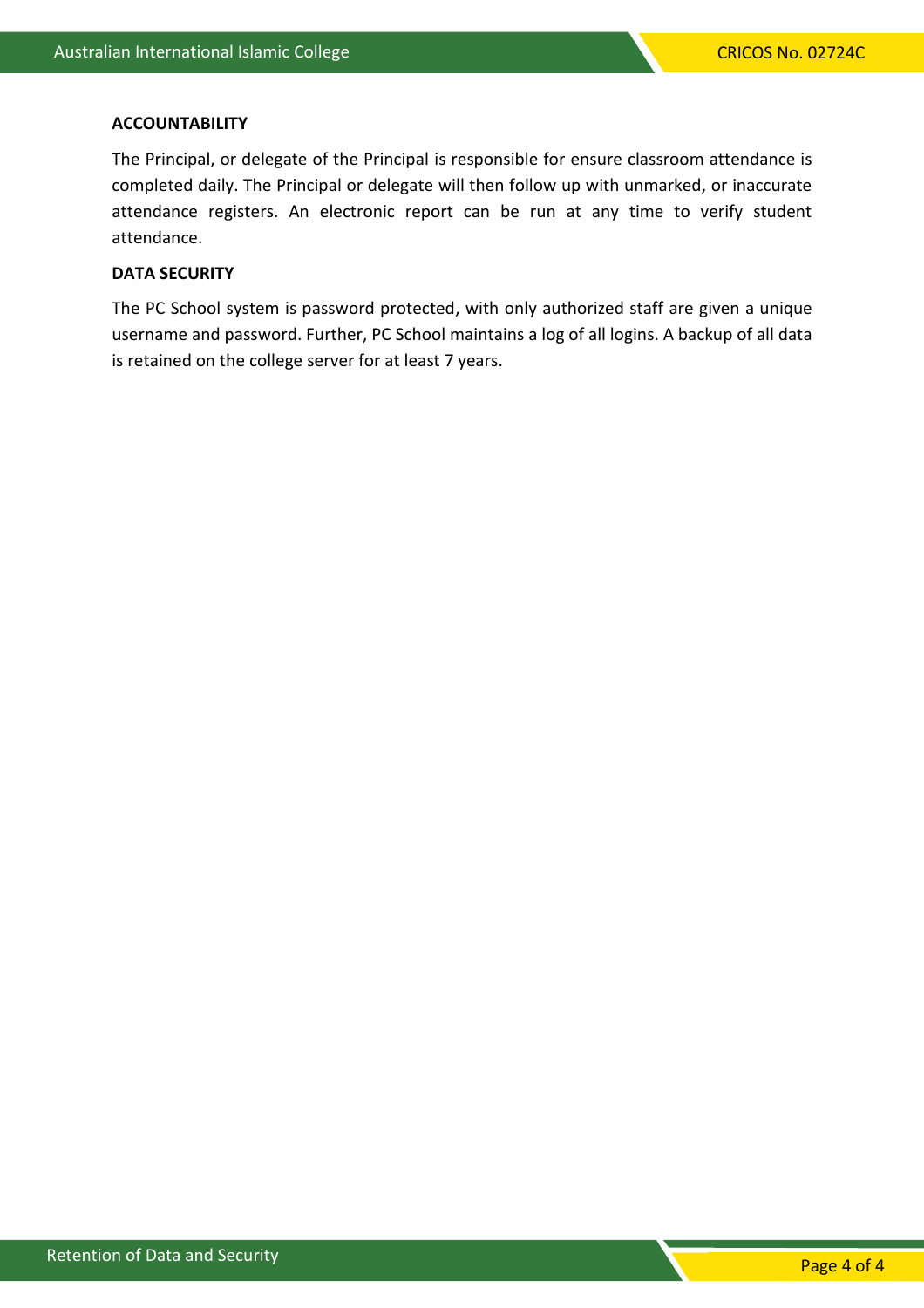## ACCOUNTABILITY

The Principal, or delegate of the Principal is responsible for ensure classroom attendance is completed daily. The Principal or delegate will then follow up with unmarked, or inaccurate attendance registers. An electronic report can be run at any time to verify student attendance.

## DATA SECURITY

The PC School system is password protected, with only authorized staff are given a unique username and password. Further, PC School maintains a log of all logins. A backup of all data is retained on the college server for at least 7 years.